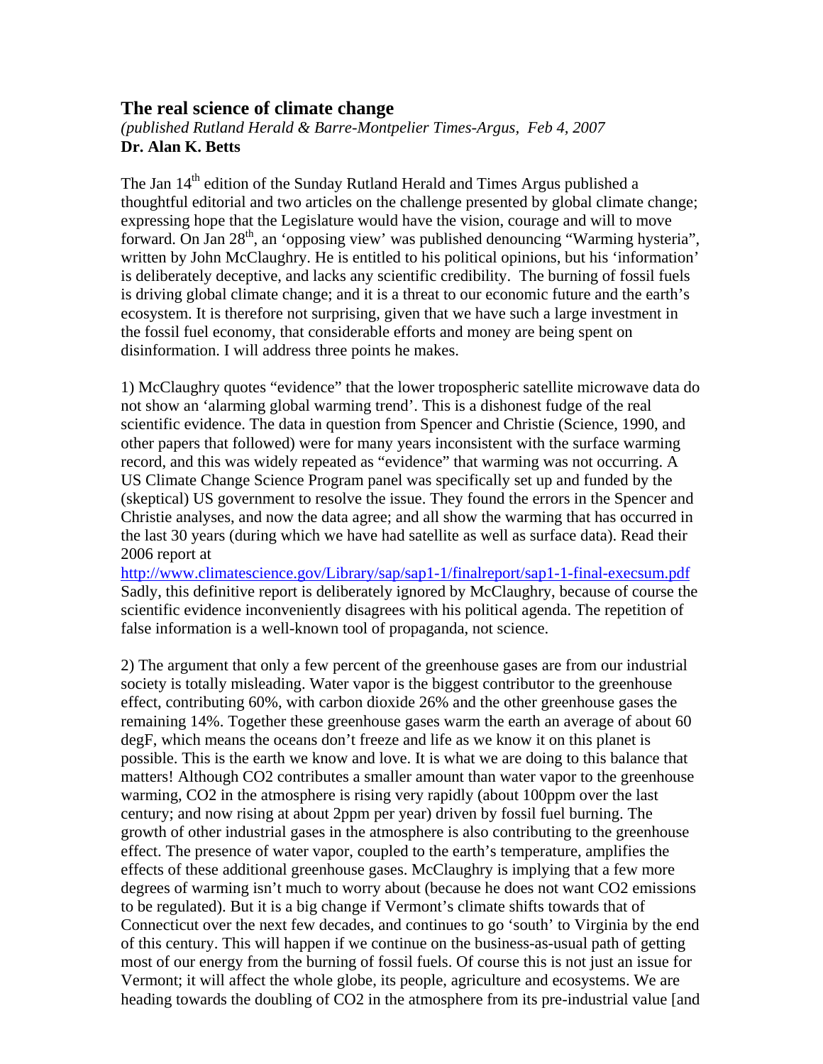# The real science of climate change

*(published Rutland Herald & Barre-Montpelier Times-Argus, Feb 4, 2007)*
**Dr. Alan K. Betts**

The Jan 14th edition of the Sunday Rutland Herald and Times Argus published a thoughtful editorial and two articles on the challenge presented by global climate change; expressing hope that the Legislature would have the vision, courage and will to move forward. On Jan 28th, an 'opposing view' was published denouncing "Warming hysteria", written by John McClaughry. He is entitled to his political opinions, but his 'information' is deliberately deceptive, and lacks any scientific credibility. The burning of fossil fuels is driving global climate change; and it is a threat to our economic future and the earth's ecosystem. It is therefore not surprising, given that we have such a large investment in the fossil fuel economy, that considerable efforts and money are being spent on disinformation. I will address three points he makes.

1) McClaughry quotes "evidence" that the lower tropospheric satellite microwave data do not show an 'alarming global warming trend'. This is a dishonest fudge of the real scientific evidence. The data in question from Spencer and Christie (Science, 1990, and other papers that followed) were for many years inconsistent with the surface warming record, and this was widely repeated as "evidence" that warming was not occurring. A US Climate Change Science Program panel was specifically set up and funded by the (skeptical) US government to resolve the issue. They found the errors in the Spencer and Christie analyses, and now the data agree; and all show the warming that has occurred in the last 30 years (during which we have had satellite as well as surface data). Read their 2006 report at
http://www.climatescience.gov/Library/sap/sap1-1/finalreport/sap1-1-final-execsum.pdf
Sadly, this definitive report is deliberately ignored by McClaughry, because of course the scientific evidence inconveniently disagrees with his political agenda. The repetition of false information is a well-known tool of propaganda, not science.

2) The argument that only a few percent of the greenhouse gases are from our industrial society is totally misleading. Water vapor is the biggest contributor to the greenhouse effect, contributing 60%, with carbon dioxide 26% and the other greenhouse gases the remaining 14%. Together these greenhouse gases warm the earth an average of about 60 degF, which means the oceans don't freeze and life as we know it on this planet is possible. This is the earth we know and love. It is what we are doing to this balance that matters! Although $CO_2$ contributes a smaller amount than water vapor to the greenhouse warming, $CO_2$ in the atmosphere is rising very rapidly (about 100ppm over the last century; and now rising at about 2ppm per year) driven by fossil fuel burning. The growth of other industrial gases in the atmosphere is also contributing to the greenhouse effect. The presence of water vapor, coupled to the earth's temperature, amplifies the effects of these additional greenhouse gases. McClaughry is implying that a few more degrees of warming isn't much to worry about (because he does not want $CO_2$ emissions to be regulated). But it is a big change if Vermont's climate shifts towards that of Connecticut over the next few decades, and continues to go 'south' to Virginia by the end of this century. This will happen if we continue on the business-as-usual path of getting most of our energy from the burning of fossil fuels. Of course this is not just an issue for Vermont; it will affect the whole globe, its people, agriculture and ecosystems. We are heading towards the doubling of $CO_2$ in the atmosphere from its pre-industrial value [and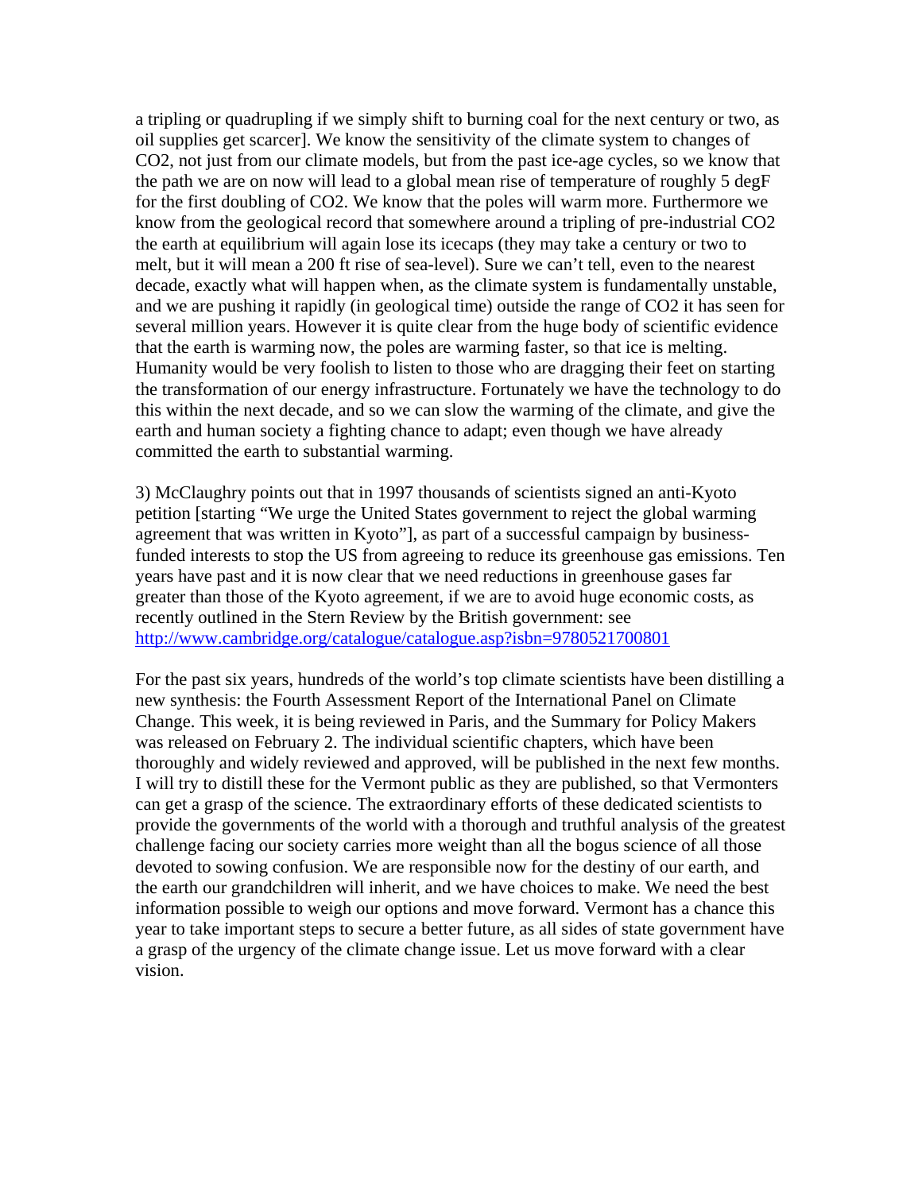a tripling or quadrupling if we simply shift to burning coal for the next century or two, as oil supplies get scarcer]. We know the sensitivity of the climate system to changes of $CO_2$, not just from our climate models, but from the past ice-age cycles, so we know that the path we are on now will lead to a global mean rise of temperature of roughly 5 degF for the first doubling of $CO_2$. We know that the poles will warm more. Furthermore we know from the geological record that somewhere around a tripling of pre-industrial $CO_2$ the earth at equilibrium will again lose its icecaps (they may take a century or two to melt, but it will mean a 200 ft rise of sea-level). Sure we can't tell, even to the nearest decade, exactly what will happen when, as the climate system is fundamentally unstable, and we are pushing it rapidly (in geological time) outside the range of $CO_2$ it has seen for several million years. However it is quite clear from the huge body of scientific evidence that the earth is warming now, the poles are warming faster, so that ice is melting. Humanity would be very foolish to listen to those who are dragging their feet on starting the transformation of our energy infrastructure. Fortunately we have the technology to do this within the next decade, and so we can slow the warming of the climate, and give the earth and human society a fighting chance to adapt; even though we have already committed the earth to substantial warming.

3) McClaughry points out that in 1997 thousands of scientists signed an anti-Kyoto petition [starting "We urge the United States government to reject the global warming agreement that was written in Kyoto"], as part of a successful campaign by business-funded interests to stop the US from agreeing to reduce its greenhouse gas emissions. Ten years have past and it is now clear that we need reductions in greenhouse gases far greater than those of the Kyoto agreement, if we are to avoid huge economic costs, as recently outlined in the Stern Review by the British government: see http://www.cambridge.org/catalogue/catalogue.asp?isbn=9780521700801

For the past six years, hundreds of the world's top climate scientists have been distilling a new synthesis: the Fourth Assessment Report of the International Panel on Climate Change. This week, it is being reviewed in Paris, and the Summary for Policy Makers was released on February 2. The individual scientific chapters, which have been thoroughly and widely reviewed and approved, will be published in the next few months. I will try to distill these for the Vermont public as they are published, so that Vermonters can get a grasp of the science. The extraordinary efforts of these dedicated scientists to provide the governments of the world with a thorough and truthful analysis of the greatest challenge facing our society carries more weight than all the bogus science of all those devoted to sowing confusion. We are responsible now for the destiny of our earth, and the earth our grandchildren will inherit, and we have choices to make. We need the best information possible to weigh our options and move forward. Vermont has a chance this year to take important steps to secure a better future, as all sides of state government have a grasp of the urgency of the climate change issue. Let us move forward with a clear vision.